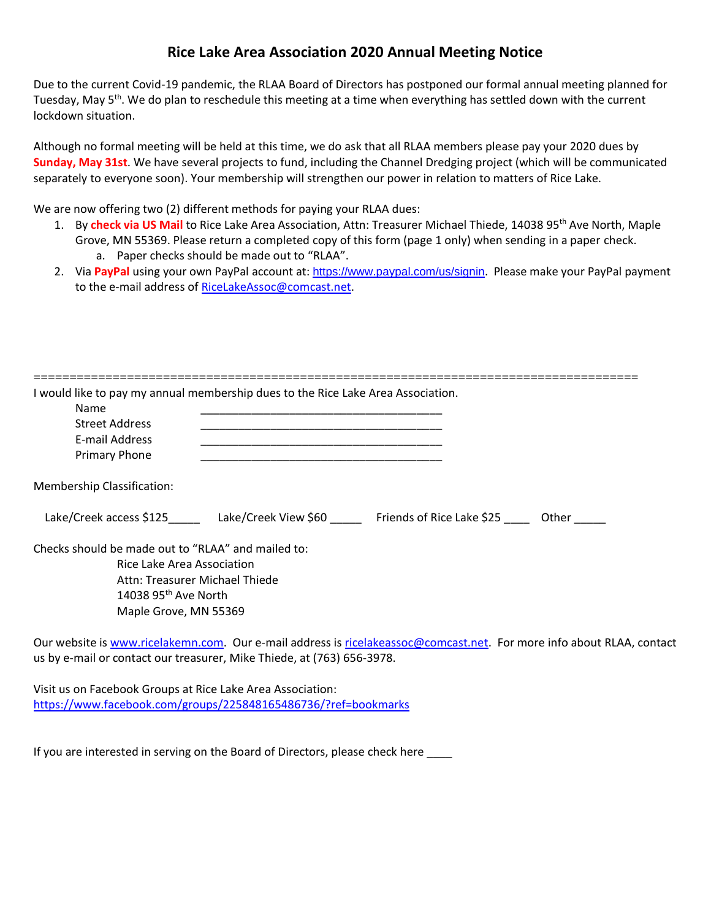# Rice Lake Area Association 2020 Annual Meeting Notice

Due to the current Covid-19 pandemic, the RLAA Board of Directors has postponed our formal annual meeting planned for Tuesday, May 5th. We do plan to reschedule this meeting at a time when everything has settled down with the current lockdown situation.

Although no formal meeting will be held at this time, we do ask that all RLAA members please pay your 2020 dues by **Sunday, May 31st**. We have several projects to fund, including the Channel Dredging project (which will be communicated separately to everyone soon). Your membership will strengthen our power in relation to matters of Rice Lake.

We are now offering two (2) different methods for paying your RLAA dues:

1. By **check via US Mail** to Rice Lake Area Association, Attn: Treasurer Michael Thiede, 14038 95th Ave North, Maple Grove, MN 55369. Please return a completed copy of this form (page 1 only) when sending in a paper check.
   a. Paper checks should be made out to "RLAA".
2. Via **PayPal** using your own PayPal account at: https://www.paypal.com/us/signin. Please make your PayPal payment to the e-mail address of RiceLakeAssoc@comcast.net.

==================================================================================

I would like to pay my annual membership dues to the Rice Lake Area Association.

Name _______________________________________

Street Address _______________________________________

E-mail Address _______________________________________

Primary Phone _______________________________________

Membership Classification:

Lake/Creek access $125_____ Lake/Creek View $60 _____ Friends of Rice Lake $25 ____ Other _____

Checks should be made out to "RLAA" and mailed to:

Rice Lake Area Association
Attn: Treasurer Michael Thiede
14038 95th Ave North
Maple Grove, MN 55369

Our website is www.ricelakemn.com. Our e-mail address is ricelakeassoc@comcast.net. For more info about RLAA, contact us by e-mail or contact our treasurer, Mike Thiede, at (763) 656-3978.

Visit us on Facebook Groups at Rice Lake Area Association:
https://www.facebook.com/groups/225848165486736/?ref=bookmarks

If you are interested in serving on the Board of Directors, please check here ____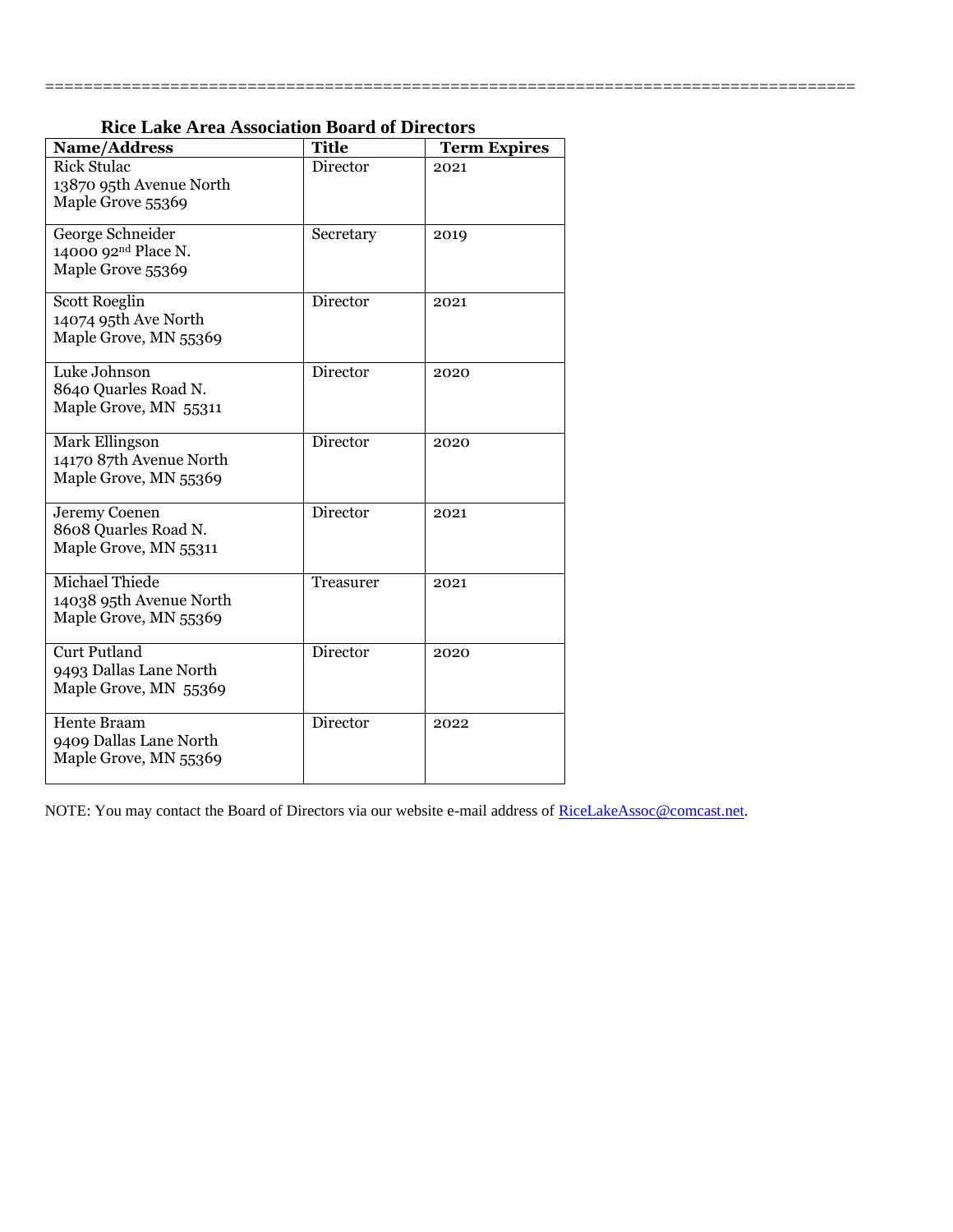=====================================================================================

## Rice Lake Area Association Board of Directors

| Name/Address | Title | Term Expires |
|---|---|---|
| Rick Stulac<br>13870 95th Avenue North<br>Maple Grove 55369 | Director | 2021 |
| George Schneider<br>14000 92nd Place N.<br>Maple Grove 55369 | Secretary | 2019 |
| Scott Roeglin<br>14074 95th Ave North<br>Maple Grove, MN 55369 | Director | 2021 |
| Luke Johnson<br>8640 Quarles Road N.<br>Maple Grove, MN 55311 | Director | 2020 |
| Mark Ellingson<br>14170 87th Avenue North<br>Maple Grove, MN 55369 | Director | 2020 |
| Jeremy Coenen<br>8608 Quarles Road N.<br>Maple Grove, MN 55311 | Director | 2021 |
| Michael Thiede<br>14038 95th Avenue North<br>Maple Grove, MN 55369 | Treasurer | 2021 |
| Curt Putland<br>9493 Dallas Lane North<br>Maple Grove, MN 55369 | Director | 2020 |
| Hente Braam<br>9409 Dallas Lane North<br>Maple Grove, MN 55369 | Director | 2022 |

NOTE: You may contact the Board of Directors via our website e-mail address of RiceLakeAssoc@comcast.net.